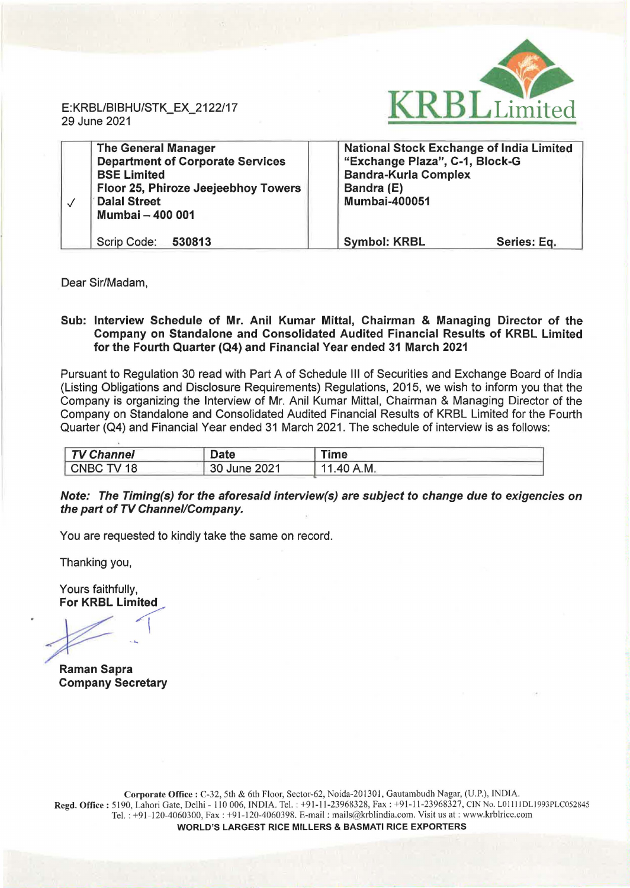E:KRBL/BIBHU/STK_EX_2122/17
29 June 2021

KRBL Limited

| ✓ | **The General Manager**<br>**Department of Corporate Services**<br>**BSE Limited**<br>**Floor 25, Phiroze Jeejeebhoy Towers**<br>**Dalal Street**<br>**Mumbai – 400 001**<br><br>Scrip Code: **530813** | | **National Stock Exchange of India Limited**<br>**"Exchange Plaza", C-1, Block-G**<br>**Bandra-Kurla Complex**<br>**Bandra (E)**<br>**Mumbai-400051**<br><br>**Symbol: KRBL** **Series: Eq.** |
|---|---|---|---|

Dear Sir/Madam,

**Sub: Interview Schedule of Mr. Anil Kumar Mittal, Chairman & Managing Director of the Company on Standalone and Consolidated Audited Financial Results of KRBL Limited for the Fourth Quarter (Q4) and Financial Year ended 31 March 2021**

Pursuant to Regulation 30 read with Part A of Schedule III of Securities and Exchange Board of India (Listing Obligations and Disclosure Requirements) Regulations, 2015, we wish to inform you that the Company is organizing the Interview of Mr. Anil Kumar Mittal, Chairman & Managing Director of the Company on Standalone and Consolidated Audited Financial Results of KRBL Limited for the Fourth Quarter (Q4) and Financial Year ended 31 March 2021. The schedule of interview is as follows:

| ***TV Channel*** | **Date** | **Time** |
|---|---|---|
| CNBC TV 18 | 30 June 2021 | 11.40 A.M. |

***Note: The Timing(s) for the aforesaid interview(s) are subject to change due to exigencies on the part of TV Channel/Company.***

You are requested to kindly take the same on record.

Thanking you,

Yours faithfully,
**For KRBL Limited**

**Raman Sapra**
**Company Secretary**

**Corporate Office :** C-32, 5th & 6th Floor, Sector-62, Noida-201301, Gautambudh Nagar, (U.P.), INDIA.
**Regd. Office :** 5190, Lahori Gate, Delhi - 110 006, INDIA. Tel. : +91-11-23968328, Fax : +91-11-23968327, CIN No. L01111DL1993PLC052845
Tel. : +91-120-4060300, Fax : +91-120-4060398. E-mail : mails@krblindia.com. Visit us at : www.krblrice.com
**WORLD'S LARGEST RICE MILLERS & BASMATI RICE EXPORTERS**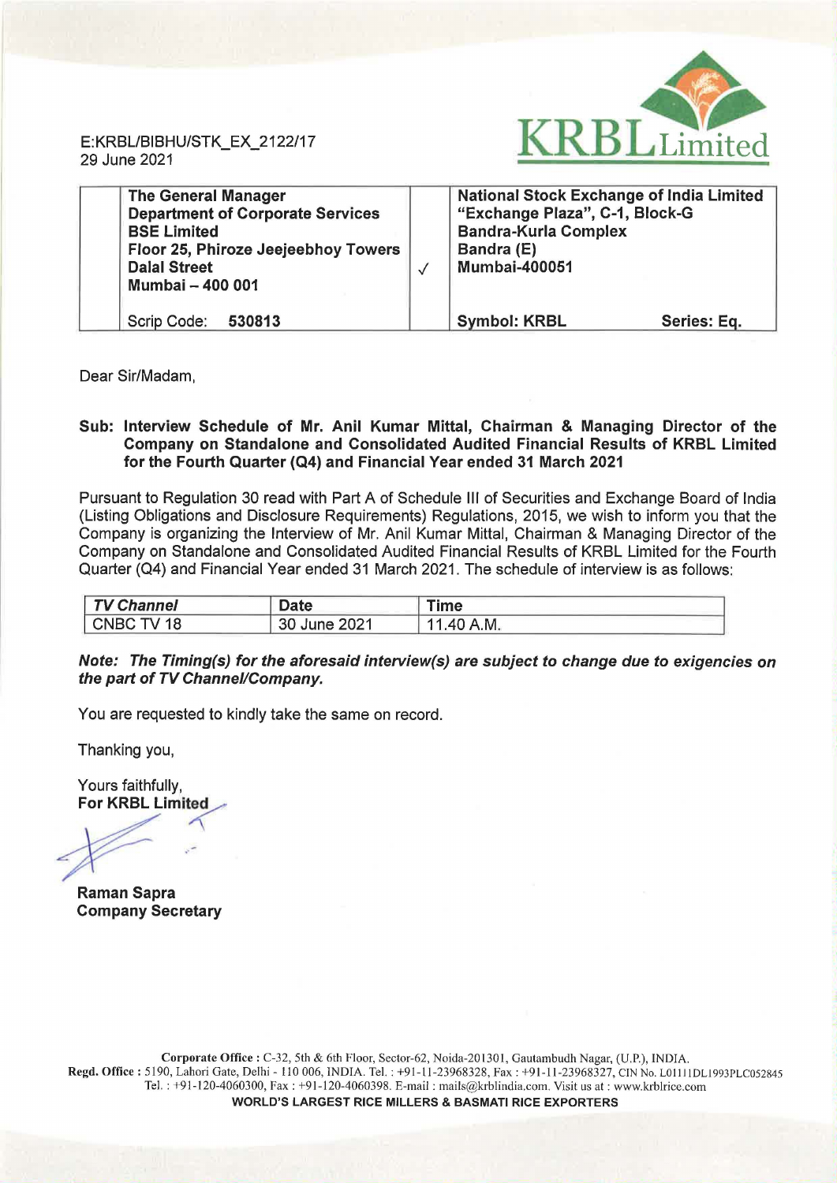E:KRBL/BIBHU/STK_EX_2122/17
29 June 2021

KRBL Limited

| | | | |
|---|---|---|---|
| | **The General Manager**<br>**Department of Corporate Services**<br>**BSE Limited**<br>**Floor 25, Phiroze Jeejeebhoy Towers**<br>**Dalal Street**<br>**Mumbai – 400 001** | ✓ | **National Stock Exchange of India Limited**<br>**"Exchange Plaza", C-1, Block-G**<br>**Bandra-Kurla Complex**<br>**Bandra (E)**<br>**Mumbai-400051** |
| | Scrip Code: **530813** | | **Symbol: KRBL** **Series: Eq.** |

Dear Sir/Madam,

**Sub: Interview Schedule of Mr. Anil Kumar Mittal, Chairman & Managing Director of the Company on Standalone and Consolidated Audited Financial Results of KRBL Limited for the Fourth Quarter (Q4) and Financial Year ended 31 March 2021**

Pursuant to Regulation 30 read with Part A of Schedule III of Securities and Exchange Board of India (Listing Obligations and Disclosure Requirements) Regulations, 2015, we wish to inform you that the Company is organizing the Interview of Mr. Anil Kumar Mittal, Chairman & Managing Director of the Company on Standalone and Consolidated Audited Financial Results of KRBL Limited for the Fourth Quarter (Q4) and Financial Year ended 31 March 2021. The schedule of interview is as follows:

| ***TV Channel*** | **Date** | **Time** |
|---|---|---|
| CNBC TV 18 | 30 June 2021 | 11.40 A.M. |

***Note: The Timing(s) for the aforesaid interview(s) are subject to change due to exigencies on the part of TV Channel/Company.***

You are requested to kindly take the same on record.

Thanking you,

Yours faithfully,
**For KRBL Limited**

**Raman Sapra**
**Company Secretary**

**Corporate Office :** C-32, 5th & 6th Floor, Sector-62, Noida-201301, Gautambudh Nagar, (U.P.), INDIA.
**Regd. Office :** 5190, Lahori Gate, Delhi - 110 006, INDIA. Tel. : +91-11-23968328, Fax : +91-11-23968327, CIN No. L01111DL1993PLC052845
Tel. : +91-120-4060300, Fax : +91-120-4060398. E-mail : mails@krblindia.com. Visit us at : www.krblrice.com
**WORLD'S LARGEST RICE MILLERS & BASMATI RICE EXPORTERS**